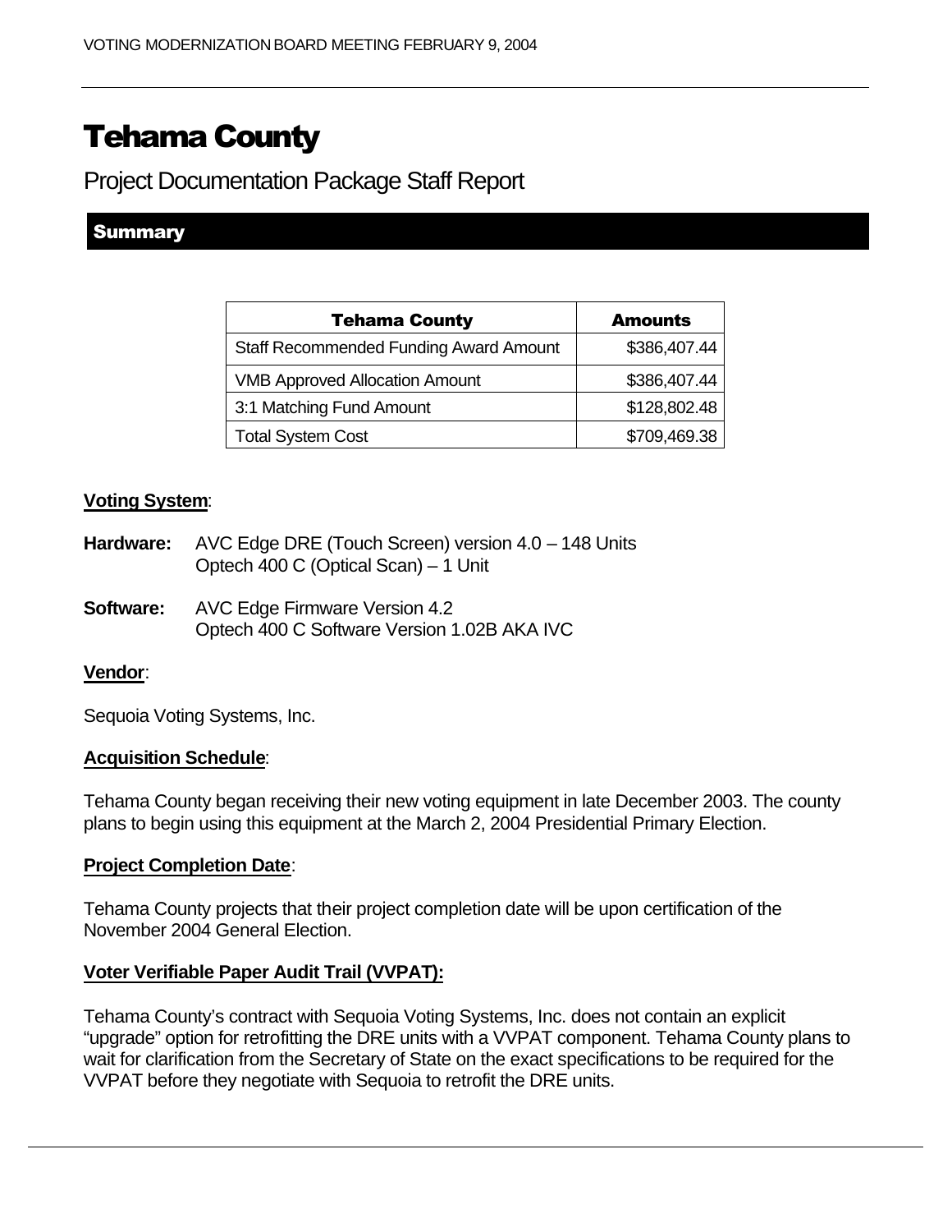# Tehama County

Project Documentation Package Staff Report

## Summary

| Tehama County | Amounts |
|---|---|
| Staff Recommended Funding Award Amount | $386,407.44 |
| VMB Approved Allocation Amount | $386,407.44 |
| 3:1 Matching Fund Amount | $128,802.48 |
| Total System Cost | $709,469.38 |

**Voting System**:

**Hardware:** AVC Edge DRE (Touch Screen) version 4.0 – 148 Units
Optech 400 C (Optical Scan) – 1 Unit

**Software:** AVC Edge Firmware Version 4.2
Optech 400 C Software Version 1.02B AKA IVC

**Vendor**:

Sequoia Voting Systems, Inc.

**Acquisition Schedule**:

Tehama County began receiving their new voting equipment in late December 2003. The county plans to begin using this equipment at the March 2, 2004 Presidential Primary Election.

**Project Completion Date**:

Tehama County projects that their project completion date will be upon certification of the November 2004 General Election.

**Voter Verifiable Paper Audit Trail (VVPAT):**

Tehama County's contract with Sequoia Voting Systems, Inc. does not contain an explicit "upgrade" option for retrofitting the DRE units with a VVPAT component. Tehama County plans to wait for clarification from the Secretary of State on the exact specifications to be required for the VVPAT before they negotiate with Sequoia to retrofit the DRE units.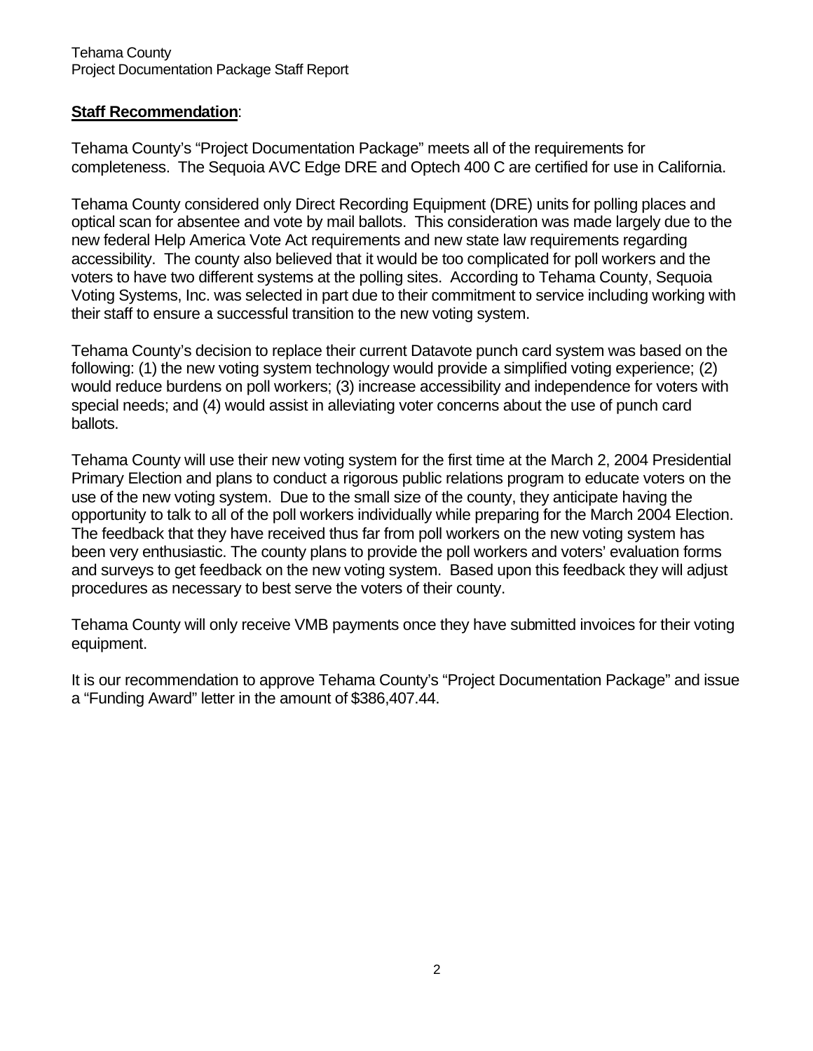**Staff Recommendation**:

Tehama County's "Project Documentation Package" meets all of the requirements for completeness. The Sequoia AVC Edge DRE and Optech 400 C are certified for use in California.

Tehama County considered only Direct Recording Equipment (DRE) units for polling places and optical scan for absentee and vote by mail ballots. This consideration was made largely due to the new federal Help America Vote Act requirements and new state law requirements regarding accessibility. The county also believed that it would be too complicated for poll workers and the voters to have two different systems at the polling sites. According to Tehama County, Sequoia Voting Systems, Inc. was selected in part due to their commitment to service including working with their staff to ensure a successful transition to the new voting system.

Tehama County's decision to replace their current Datavote punch card system was based on the following: (1) the new voting system technology would provide a simplified voting experience; (2) would reduce burdens on poll workers; (3) increase accessibility and independence for voters with special needs; and (4) would assist in alleviating voter concerns about the use of punch card ballots.

Tehama County will use their new voting system for the first time at the March 2, 2004 Presidential Primary Election and plans to conduct a rigorous public relations program to educate voters on the use of the new voting system. Due to the small size of the county, they anticipate having the opportunity to talk to all of the poll workers individually while preparing for the March 2004 Election. The feedback that they have received thus far from poll workers on the new voting system has been very enthusiastic. The county plans to provide the poll workers and voters' evaluation forms and surveys to get feedback on the new voting system. Based upon this feedback they will adjust procedures as necessary to best serve the voters of their county.

Tehama County will only receive VMB payments once they have submitted invoices for their voting equipment.

It is our recommendation to approve Tehama County's "Project Documentation Package" and issue a "Funding Award" letter in the amount of $386,407.44.